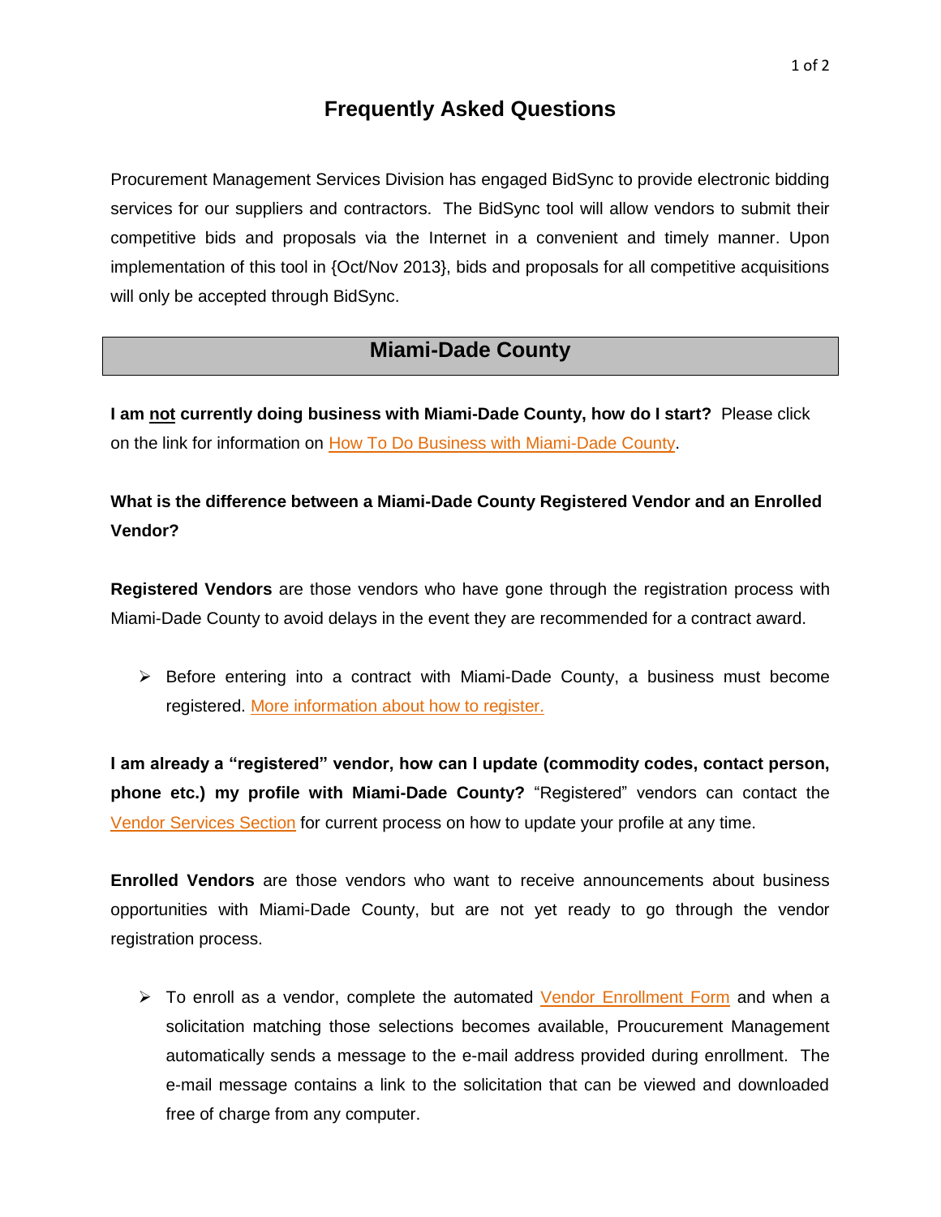# Frequently Asked Questions

Procurement Management Services Division has engaged BidSync to provide electronic bidding services for our suppliers and contractors. The BidSync tool will allow vendors to submit their competitive bids and proposals via the Internet in a convenient and timely manner. Upon implementation of this tool in {Oct/Nov 2013}, bids and proposals for all competitive acquisitions will only be accepted through BidSync.

## Miami-Dade County

**I am not currently doing business with Miami-Dade County, how do I start?** Please click on the link for information on How To Do Business with Miami-Dade County.

**What is the difference between a Miami-Dade County Registered Vendor and an Enrolled Vendor?**

**Registered Vendors** are those vendors who have gone through the registration process with Miami-Dade County to avoid delays in the event they are recommended for a contract award.

- Before entering into a contract with Miami-Dade County, a business must become registered. More information about how to register.

**I am already a "registered" vendor, how can I update (commodity codes, contact person, phone etc.) my profile with Miami-Dade County?** "Registered" vendors can contact the Vendor Services Section for current process on how to update your profile at any time.

**Enrolled Vendors** are those vendors who want to receive announcements about business opportunities with Miami-Dade County, but are not yet ready to go through the vendor registration process.

- To enroll as a vendor, complete the automated Vendor Enrollment Form and when a solicitation matching those selections becomes available, Proucurement Management automatically sends a message to the e-mail address provided during enrollment. The e-mail message contains a link to the solicitation that can be viewed and downloaded free of charge from any computer.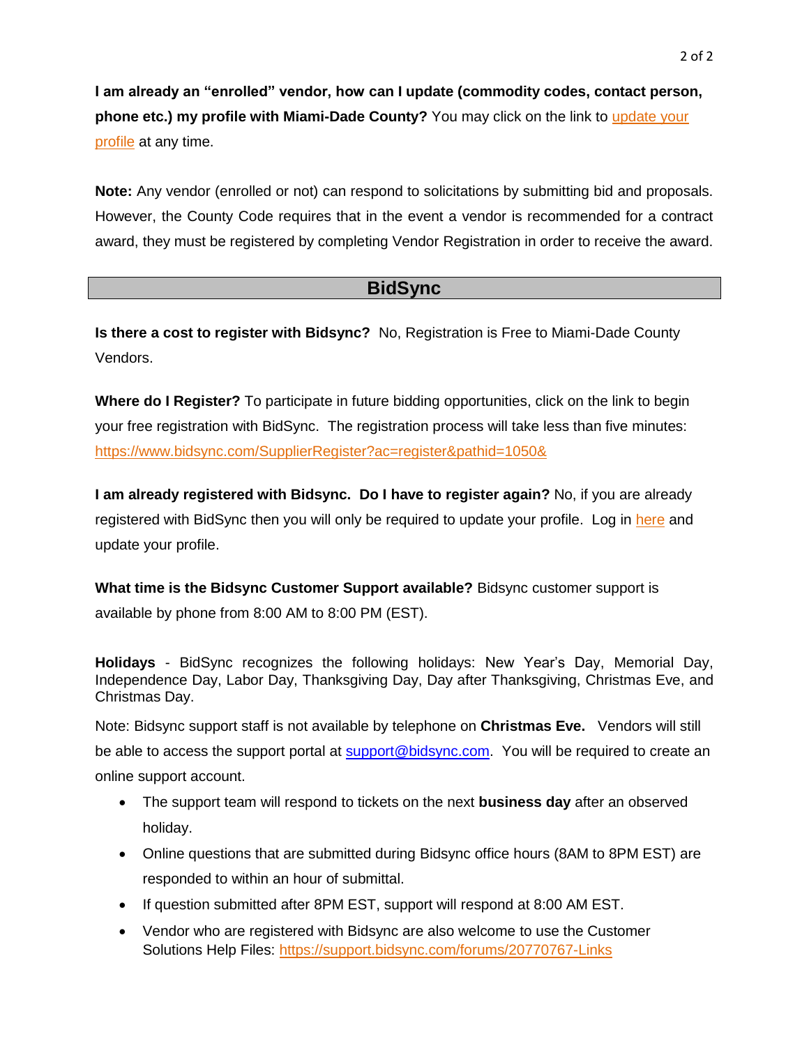**I am already an "enrolled" vendor, how can I update (commodity codes, contact person, phone etc.) my profile with Miami-Dade County?** You may click on the link to update your profile at any time.

**Note:** Any vendor (enrolled or not) can respond to solicitations by submitting bid and proposals. However, the County Code requires that in the event a vendor is recommended for a contract award, they must be registered by completing Vendor Registration in order to receive the award.

## BidSync

**Is there a cost to register with Bidsync?** No, Registration is Free to Miami-Dade County Vendors.

**Where do I Register?** To participate in future bidding opportunities, click on the link to begin your free registration with BidSync. The registration process will take less than five minutes: https://www.bidsync.com/SupplierRegister?ac=register&pathid=1050&

**I am already registered with Bidsync. Do I have to register again?** No, if you are already registered with BidSync then you will only be required to update your profile. Log in here and update your profile.

**What time is the Bidsync Customer Support available?** Bidsync customer support is available by phone from 8:00 AM to 8:00 PM (EST).

**Holidays** - BidSync recognizes the following holidays: New Year's Day, Memorial Day, Independence Day, Labor Day, Thanksgiving Day, Day after Thanksgiving, Christmas Eve, and Christmas Day.

Note: Bidsync support staff is not available by telephone on **Christmas Eve.** Vendors will still be able to access the support portal at support@bidsync.com. You will be required to create an online support account.

- The support team will respond to tickets on the next **business day** after an observed holiday.
- Online questions that are submitted during Bidsync office hours (8AM to 8PM EST) are responded to within an hour of submittal.
- If question submitted after 8PM EST, support will respond at 8:00 AM EST.
- Vendor who are registered with Bidsync are also welcome to use the Customer Solutions Help Files: https://support.bidsync.com/forums/20770767-Links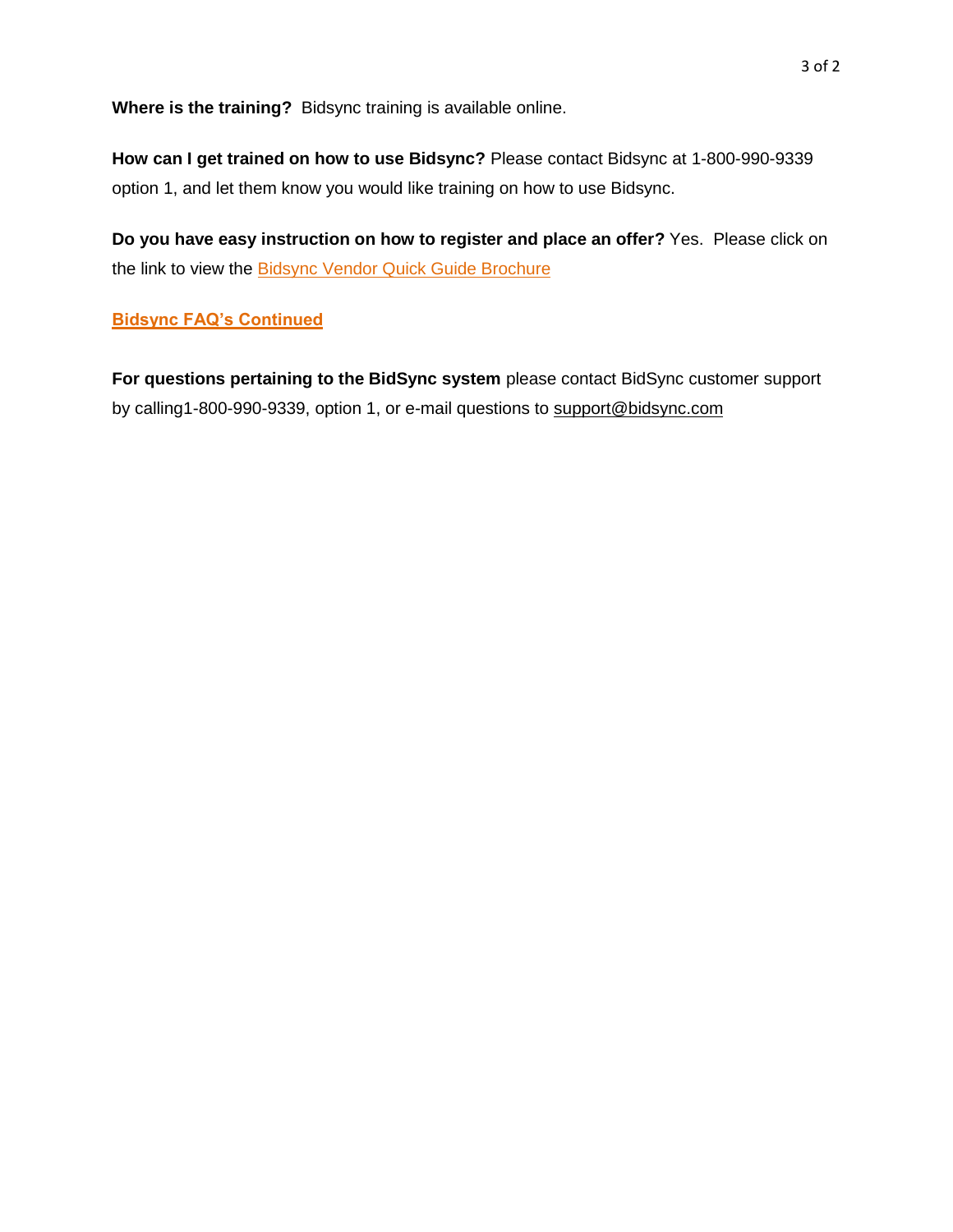**Where is the training?** Bidsync training is available online.

**How can I get trained on how to use Bidsync?** Please contact Bidsync at 1-800-990-9339 option 1, and let them know you would like training on how to use Bidsync.

**Do you have easy instruction on how to register and place an offer?** Yes. Please click on the link to view the Bidsync Vendor Quick Guide Brochure

**Bidsync FAQ's Continued**

**For questions pertaining to the BidSync system** please contact BidSync customer support by calling1-800-990-9339, option 1, or e-mail questions to support@bidsync.com